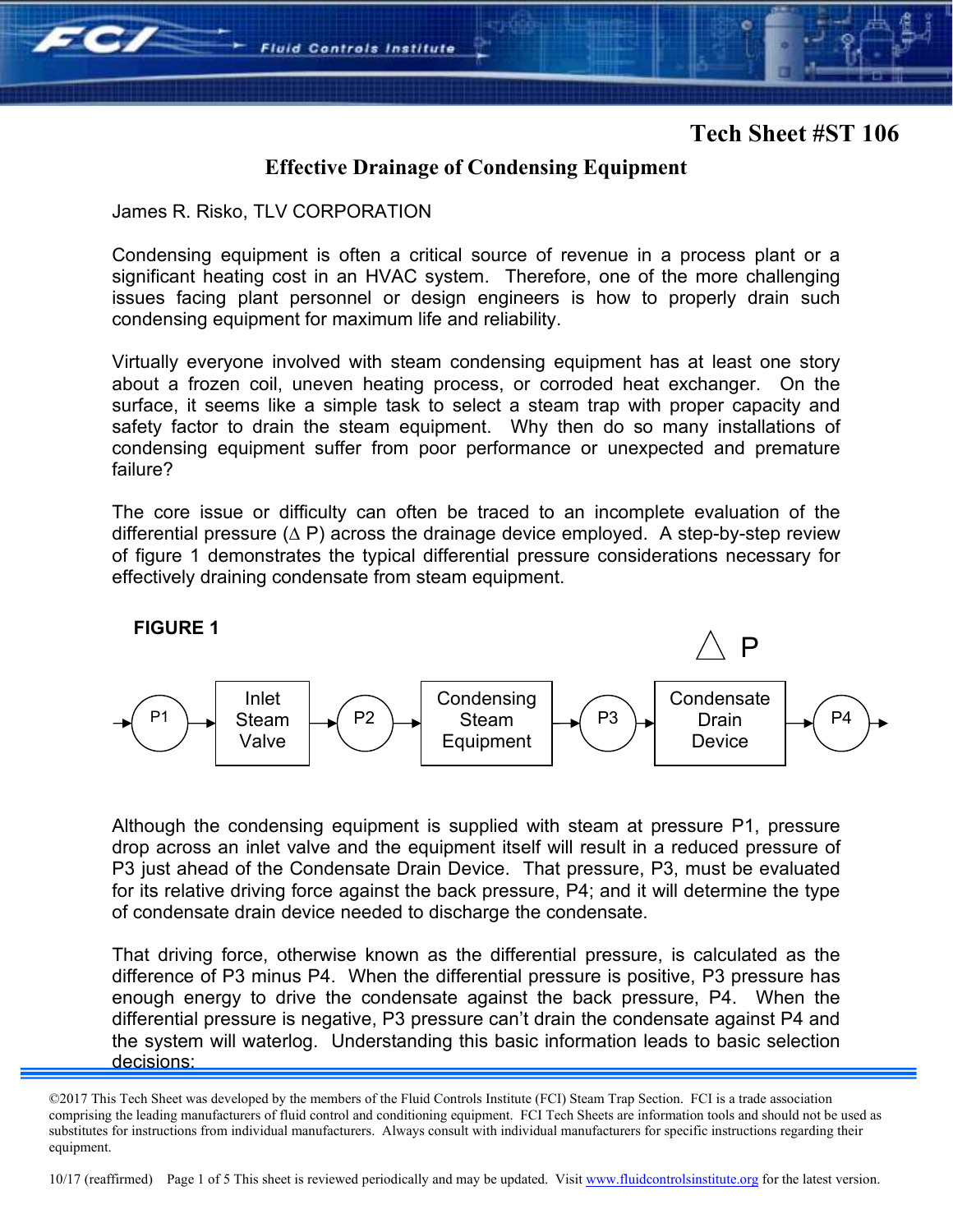# Tech Sheet #ST 106

## Effective Drainage of Condensing Equipment

James R. Risko, TLV CORPORATION

Condensing equipment is often a critical source of revenue in a process plant or a significant heating cost in an HVAC system. Therefore, one of the more challenging issues facing plant personnel or design engineers is how to properly drain such condensing equipment for maximum life and reliability.

Virtually everyone involved with steam condensing equipment has at least one story about a frozen coil, uneven heating process, or corroded heat exchanger. On the surface, it seems like a simple task to select a steam trap with proper capacity and safety factor to drain the steam equipment. Why then do so many installations of condensing equipment suffer from poor performance or unexpected and premature failure?

The core issue or difficulty can often be traced to an incomplete evaluation of the differential pressure ($\Delta$ P) across the drainage device employed. A step-by-step review of figure 1 demonstrates the typical differential pressure considerations necessary for effectively draining condensate from steam equipment.

**FIGURE 1**

$\Delta$ P

→ P1 → Inlet Steam Valve → P2 → Condensing Steam Equipment → P3 → Condensate Drain Device → P4 →

Although the condensing equipment is supplied with steam at pressure P1, pressure drop across an inlet valve and the equipment itself will result in a reduced pressure of P3 just ahead of the Condensate Drain Device. That pressure, P3, must be evaluated for its relative driving force against the back pressure, P4; and it will determine the type of condensate drain device needed to discharge the condensate.

That driving force, otherwise known as the differential pressure, is calculated as the difference of P3 minus P4. When the differential pressure is positive, P3 pressure has enough energy to drive the condensate against the back pressure, P4. When the differential pressure is negative, P3 pressure can't drain the condensate against P4 and the system will waterlog. Understanding this basic information leads to basic selection decisions:

©2017 This Tech Sheet was developed by the members of the Fluid Controls Institute (FCI) Steam Trap Section. FCI is a trade association comprising the leading manufacturers of fluid control and conditioning equipment. FCI Tech Sheets are information tools and should not be used as substitutes for instructions from individual manufacturers. Always consult with individual manufacturers for specific instructions regarding their equipment.

10/17 (reaffirmed) This sheet is reviewed periodically and may be updated. Visit www.fluidcontrolsinstitute.org for the latest version.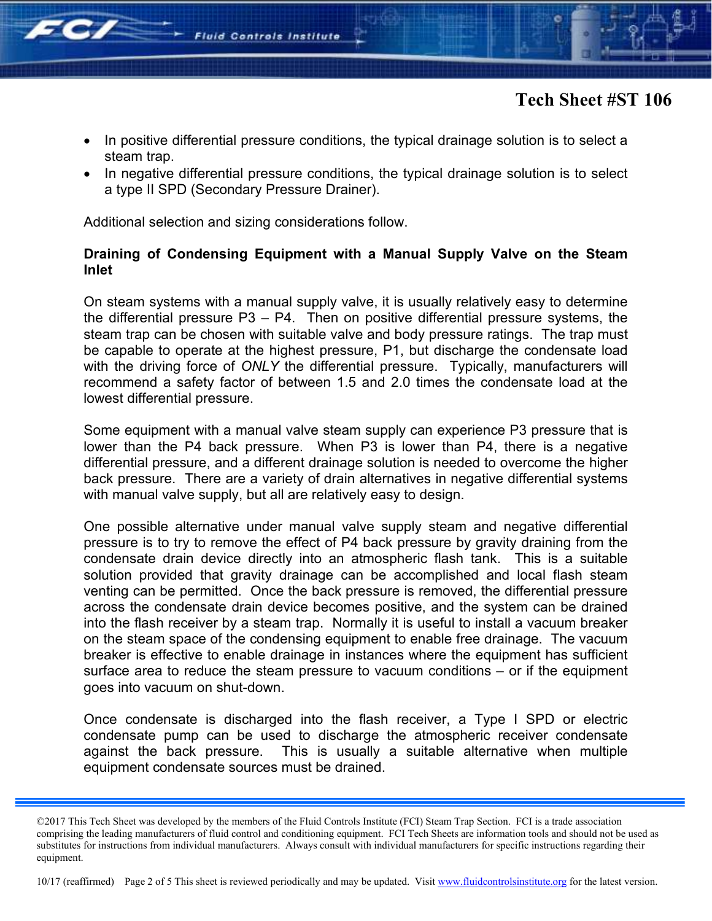- In positive differential pressure conditions, the typical drainage solution is to select a steam trap.
- In negative differential pressure conditions, the typical drainage solution is to select a type II SPD (Secondary Pressure Drainer).

Additional selection and sizing considerations follow.

**Draining of Condensing Equipment with a Manual Supply Valve on the Steam Inlet**

On steam systems with a manual supply valve, it is usually relatively easy to determine the differential pressure P3 – P4. Then on positive differential pressure systems, the steam trap can be chosen with suitable valve and body pressure ratings. The trap must be capable to operate at the highest pressure, P1, but discharge the condensate load with the driving force of *ONLY* the differential pressure. Typically, manufacturers will recommend a safety factor of between 1.5 and 2.0 times the condensate load at the lowest differential pressure.

Some equipment with a manual valve steam supply can experience P3 pressure that is lower than the P4 back pressure. When P3 is lower than P4, there is a negative differential pressure, and a different drainage solution is needed to overcome the higher back pressure. There are a variety of drain alternatives in negative differential systems with manual valve supply, but all are relatively easy to design.

One possible alternative under manual valve supply steam and negative differential pressure is to try to remove the effect of P4 back pressure by gravity draining from the condensate drain device directly into an atmospheric flash tank. This is a suitable solution provided that gravity drainage can be accomplished and local flash steam venting can be permitted. Once the back pressure is removed, the differential pressure across the condensate drain device becomes positive, and the system can be drained into the flash receiver by a steam trap. Normally it is useful to install a vacuum breaker on the steam space of the condensing equipment to enable free drainage. The vacuum breaker is effective to enable drainage in instances where the equipment has sufficient surface area to reduce the steam pressure to vacuum conditions – or if the equipment goes into vacuum on shut-down.

Once condensate is discharged into the flash receiver, a Type I SPD or electric condensate pump can be used to discharge the atmospheric receiver condensate against the back pressure. This is usually a suitable alternative when multiple equipment condensate sources must be drained.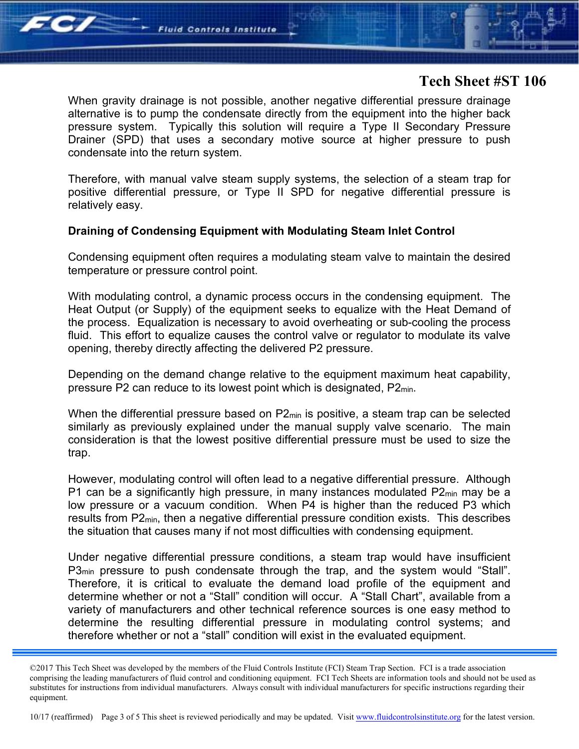When gravity drainage is not possible, another negative differential pressure drainage alternative is to pump the condensate directly from the equipment into the higher back pressure system. Typically this solution will require a Type II Secondary Pressure Drainer (SPD) that uses a secondary motive source at higher pressure to push condensate into the return system.

Therefore, with manual valve steam supply systems, the selection of a steam trap for positive differential pressure, or Type II SPD for negative differential pressure is relatively easy.

**Draining of Condensing Equipment with Modulating Steam Inlet Control**

Condensing equipment often requires a modulating steam valve to maintain the desired temperature or pressure control point.

With modulating control, a dynamic process occurs in the condensing equipment. The Heat Output (or Supply) of the equipment seeks to equalize with the Heat Demand of the process. Equalization is necessary to avoid overheating or sub-cooling the process fluid. This effort to equalize causes the control valve or regulator to modulate its valve opening, thereby directly affecting the delivered P2 pressure.

Depending on the demand change relative to the equipment maximum heat capability, pressure P2 can reduce to its lowest point which is designated, $P2_{min}$.

When the differential pressure based on $P2_{min}$ is positive, a steam trap can be selected similarly as previously explained under the manual supply valve scenario. The main consideration is that the lowest positive differential pressure must be used to size the trap.

However, modulating control will often lead to a negative differential pressure. Although P1 can be a significantly high pressure, in many instances modulated $P2_{min}$ may be a low pressure or a vacuum condition. When P4 is higher than the reduced P3 which results from $P2_{min}$, then a negative differential pressure condition exists. This describes the situation that causes many if not most difficulties with condensing equipment.

Under negative differential pressure conditions, a steam trap would have insufficient $P3_{min}$ pressure to push condensate through the trap, and the system would "Stall". Therefore, it is critical to evaluate the demand load profile of the equipment and determine whether or not a "Stall" condition will occur. A "Stall Chart", available from a variety of manufacturers and other technical reference sources is one easy method to determine the resulting differential pressure in modulating control systems; and therefore whether or not a "stall" condition will exist in the evaluated equipment.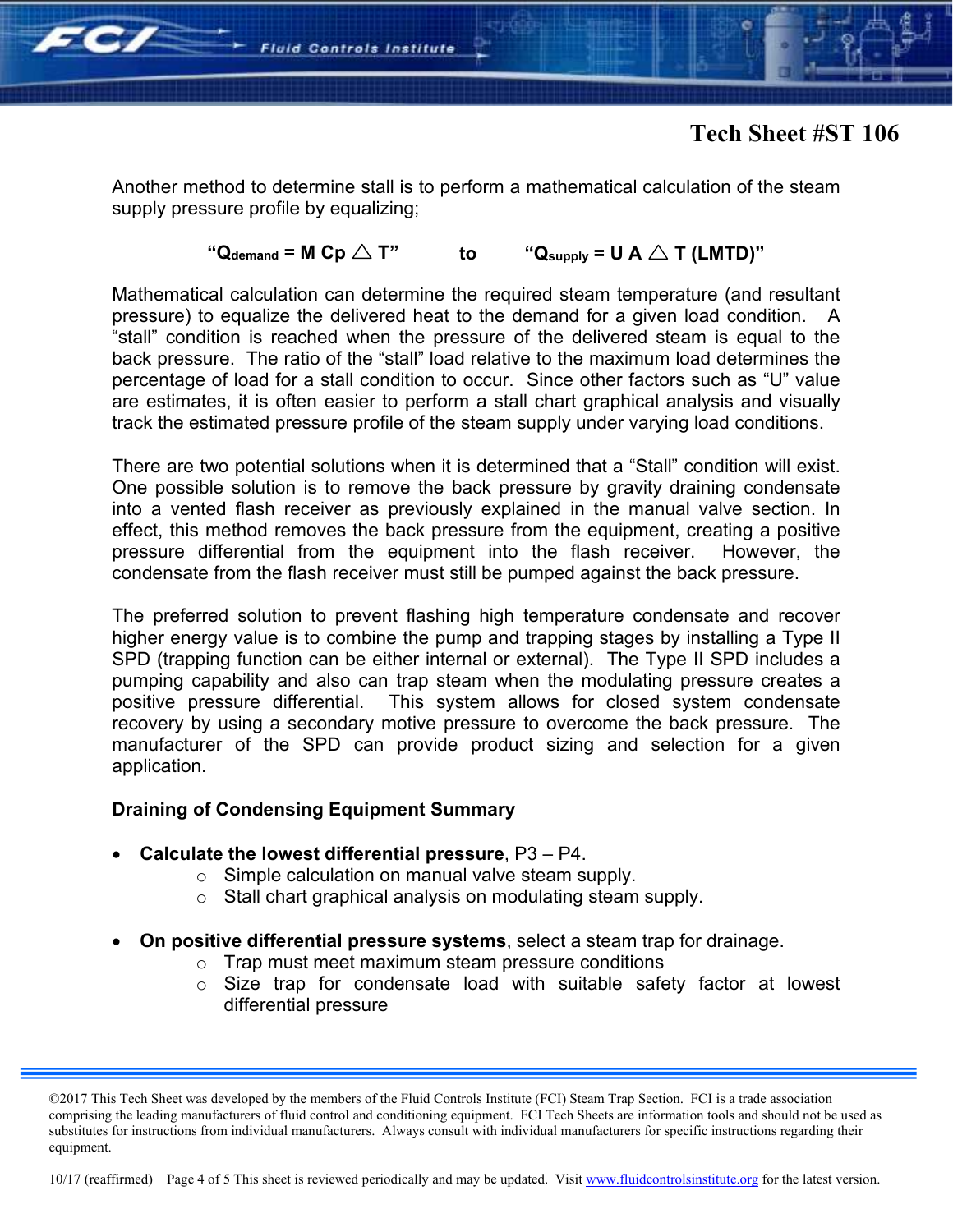Another method to determine stall is to perform a mathematical calculation of the steam supply pressure profile by equalizing;

$$\text{“}Q_{demand} = M\ Cp \triangle T\text{”} \qquad \text{to} \qquad \text{“}Q_{supply} = U\ A \triangle T\ (LMTD)\text{”}$$

Mathematical calculation can determine the required steam temperature (and resultant pressure) to equalize the delivered heat to the demand for a given load condition. A “stall” condition is reached when the pressure of the delivered steam is equal to the back pressure. The ratio of the “stall” load relative to the maximum load determines the percentage of load for a stall condition to occur. Since other factors such as “U” value are estimates, it is often easier to perform a stall chart graphical analysis and visually track the estimated pressure profile of the steam supply under varying load conditions.

There are two potential solutions when it is determined that a “Stall” condition will exist. One possible solution is to remove the back pressure by gravity draining condensate into a vented flash receiver as previously explained in the manual valve section. In effect, this method removes the back pressure from the equipment, creating a positive pressure differential from the equipment into the flash receiver. However, the condensate from the flash receiver must still be pumped against the back pressure.

The preferred solution to prevent flashing high temperature condensate and recover higher energy value is to combine the pump and trapping stages by installing a Type II SPD (trapping function can be either internal or external). The Type II SPD includes a pumping capability and also can trap steam when the modulating pressure creates a positive pressure differential. This system allows for closed system condensate recovery by using a secondary motive pressure to overcome the back pressure. The manufacturer of the SPD can provide product sizing and selection for a given application.

**Draining of Condensing Equipment Summary**

- **Calculate the lowest differential pressure**, P3 – P4.
  - Simple calculation on manual valve steam supply.
  - Stall chart graphical analysis on modulating steam supply.

- **On positive differential pressure systems**, select a steam trap for drainage.
  - Trap must meet maximum steam pressure conditions
  - Size trap for condensate load with suitable safety factor at lowest differential pressure

©2017 This Tech Sheet was developed by the members of the Fluid Controls Institute (FCI) Steam Trap Section. FCI is a trade association comprising the leading manufacturers of fluid control and conditioning equipment. FCI Tech Sheets are information tools and should not be used as substitutes for instructions from individual manufacturers. Always consult with individual manufacturers for specific instructions regarding their equipment.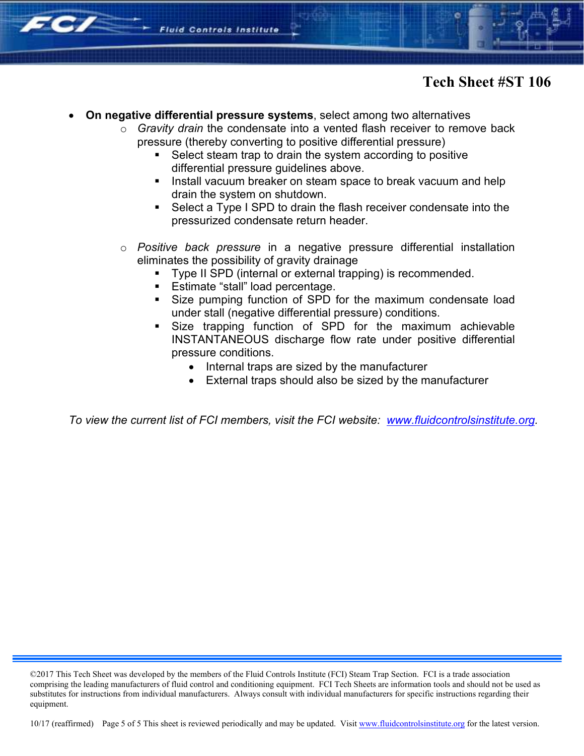- **On negative differential pressure systems**, select among two alternatives
  - *Gravity drain* the condensate into a vented flash receiver to remove back pressure (thereby converting to positive differential pressure)
    - Select steam trap to drain the system according to positive differential pressure guidelines above.
    - Install vacuum breaker on steam space to break vacuum and help drain the system on shutdown.
    - Select a Type I SPD to drain the flash receiver condensate into the pressurized condensate return header.

  - *Positive back pressure* in a negative pressure differential installation eliminates the possibility of gravity drainage
    - Type II SPD (internal or external trapping) is recommended.
    - Estimate "stall" load percentage.
    - Size pumping function of SPD for the maximum condensate load under stall (negative differential pressure) conditions.
    - Size trapping function of SPD for the maximum achievable INSTANTANEOUS discharge flow rate under positive differential pressure conditions.
      - Internal traps are sized by the manufacturer
      - External traps should also be sized by the manufacturer

*To view the current list of FCI members, visit the FCI website: [www.fluidcontrolsinstitute.org](http://www.fluidcontrolsinstitute.org).*

©2017 This Tech Sheet was developed by the members of the Fluid Controls Institute (FCI) Steam Trap Section. FCI is a trade association comprising the leading manufacturers of fluid control and conditioning equipment. FCI Tech Sheets are information tools and should not be used as substitutes for instructions from individual manufacturers. Always consult with individual manufacturers for specific instructions regarding their equipment.

10/17 (reaffirmed) This sheet is reviewed periodically and may be updated. Visit www.fluidcontrolsinstitute.org for the latest version.